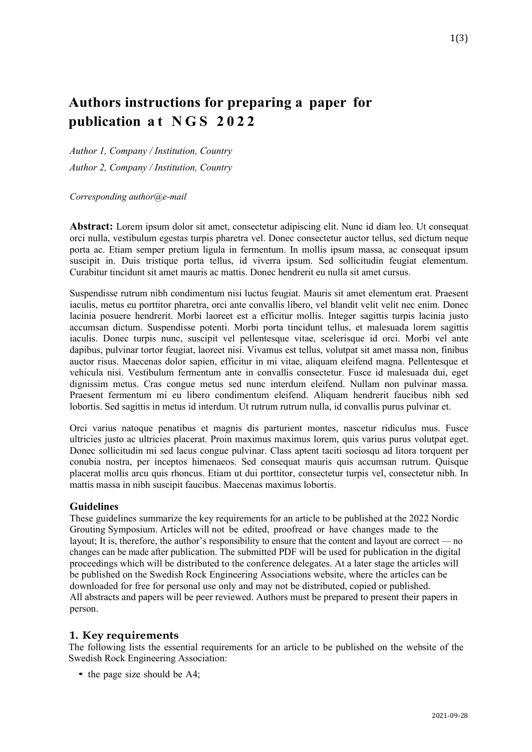# Authors instructions for preparing a paper for publication at NGS 2022

*Author 1, Company / Institution, Country*

*Author 2, Company / Institution, Country*

*Corresponding author@e-mail*

**Abstract:** Lorem ipsum dolor sit amet, consectetur adipiscing elit. Nunc id diam leo. Ut consequat orci nulla, vestibulum egestas turpis pharetra vel. Donec consectetur auctor tellus, sed dictum neque porta ac. Etiam semper pretium ligula in fermentum. In mollis ipsum massa, ac consequat ipsum suscipit in. Duis tristique porta tellus, id viverra ipsum. Sed sollicitudin feugiat elementum. Curabitur tincidunt sit amet mauris ac mattis. Donec hendrerit eu nulla sit amet cursus.

Suspendisse rutrum nibh condimentum nisi luctus feugiat. Mauris sit amet elementum erat. Praesent iaculis, metus eu porttitor pharetra, orci ante convallis libero, vel blandit velit velit nec enim. Donec lacinia posuere hendrerit. Morbi laoreet est a efficitur mollis. Integer sagittis turpis lacinia justo accumsan dictum. Suspendisse potenti. Morbi porta tincidunt tellus, et malesuada lorem sagittis iaculis. Donec turpis nunc, suscipit vel pellentesque vitae, scelerisque id orci. Morbi vel ante dapibus, pulvinar tortor feugiat, laoreet nisi. Vivamus est tellus, volutpat sit amet massa non, finibus auctor risus. Maecenas dolor sapien, efficitur in mi vitae, aliquam eleifend magna. Pellentesque et vehicula nisi. Vestibulum fermentum ante in convallis consectetur. Fusce id malesuada dui, eget dignissim metus. Cras congue metus sed nunc interdum eleifend. Nullam non pulvinar massa. Praesent fermentum mi eu libero condimentum eleifend. Aliquam hendrerit faucibus nibh sed lobortis. Sed sagittis in metus id interdum. Ut rutrum rutrum nulla, id convallis purus pulvinar et.

Orci varius natoque penatibus et magnis dis parturient montes, nascetur ridiculus mus. Fusce ultricies justo ac ultricies placerat. Proin maximus maximus lorem, quis varius purus volutpat eget. Donec sollicitudin mi sed lacus congue pulvinar. Class aptent taciti sociosqu ad litora torquent per conubia nostra, per inceptos himenaeos. Sed consequat mauris quis accumsan rutrum. Quisque placerat mollis arcu quis rhoncus. Etiam ut dui porttitor, consectetur turpis vel, consectetur nibh. In mattis massa in nibh suscipit faucibus. Maecenas maximus lobortis.

### Guidelines

These guidelines summarize the key requirements for an article to be published at the 2022 Nordic Grouting Symposium. Articles will not be edited, proofread or have changes made to the layout; It is, therefore, the author's responsibility to ensure that the content and layout are correct — no changes can be made after publication. The submitted PDF will be used for publication in the digital proceedings which will be distributed to the conference delegates. At a later stage the articles will be published on the Swedish Rock Engineering Associations website, where the articles can be downloaded for free for personal use only and may not be distributed, copied or published.
All abstracts and papers will be peer reviewed. Authors must be prepared to present their papers in person.

## 1. Key requirements

The following lists the essential requirements for an article to be published on the website of the Swedish Rock Engineering Association:

- the page size should be A4;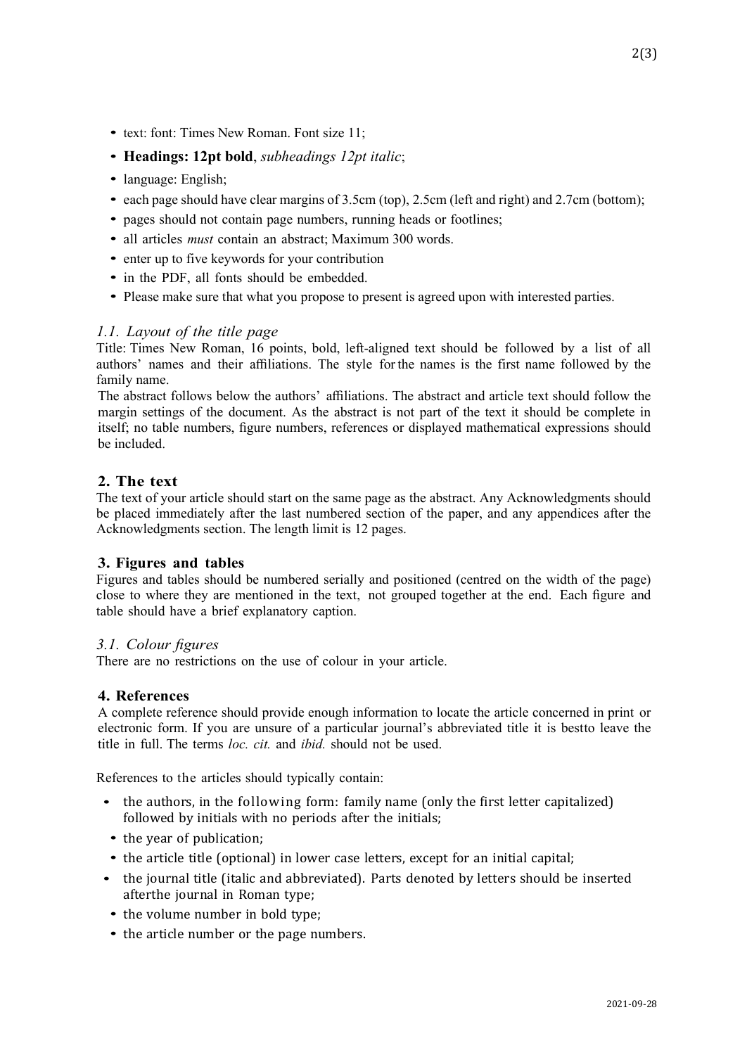- text: font: Times New Roman. Font size 11;
- **Headings: 12pt bold**, *subheadings 12pt italic*;
- language: English;
- each page should have clear margins of 3.5cm (top), 2.5cm (left and right) and 2.7cm (bottom);
- pages should not contain page numbers, running heads or footlines;
- all articles *must* contain an abstract; Maximum 300 words.
- enter up to five keywords for your contribution
- in the PDF, all fonts should be embedded.
- Please make sure that what you propose to present is agreed upon with interested parties.

### *1.1. Layout of the title page*

Title: Times New Roman, 16 points, bold, left-aligned text should be followed by a list of all authors' names and their affiliations. The style for the names is the first name followed by the family name.

The abstract follows below the authors' affiliations. The abstract and article text should follow the margin settings of the document. As the abstract is not part of the text it should be complete in itself; no table numbers, figure numbers, references or displayed mathematical expressions should be included.

## 2. The text

The text of your article should start on the same page as the abstract. Any Acknowledgments should be placed immediately after the last numbered section of the paper, and any appendices after the Acknowledgments section. The length limit is 12 pages.

## 3. Figures and tables

Figures and tables should be numbered serially and positioned (centred on the width of the page) close to where they are mentioned in the text, not grouped together at the end. Each figure and table should have a brief explanatory caption.

### *3.1. Colour figures*

There are no restrictions on the use of colour in your article.

## 4. References

A complete reference should provide enough information to locate the article concerned in print or electronic form. If you are unsure of a particular journal's abbreviated title it is bestto leave the title in full. The terms *loc. cit.* and *ibid.* should not be used.

References to the articles should typically contain:

- the authors, in the following form: family name (only the first letter capitalized) followed by initials with no periods after the initials;
- the year of publication;
- the article title (optional) in lower case letters, except for an initial capital;
- the journal title (italic and abbreviated). Parts denoted by letters should be inserted afterthe journal in Roman type;
- the volume number in bold type;
- the article number or the page numbers.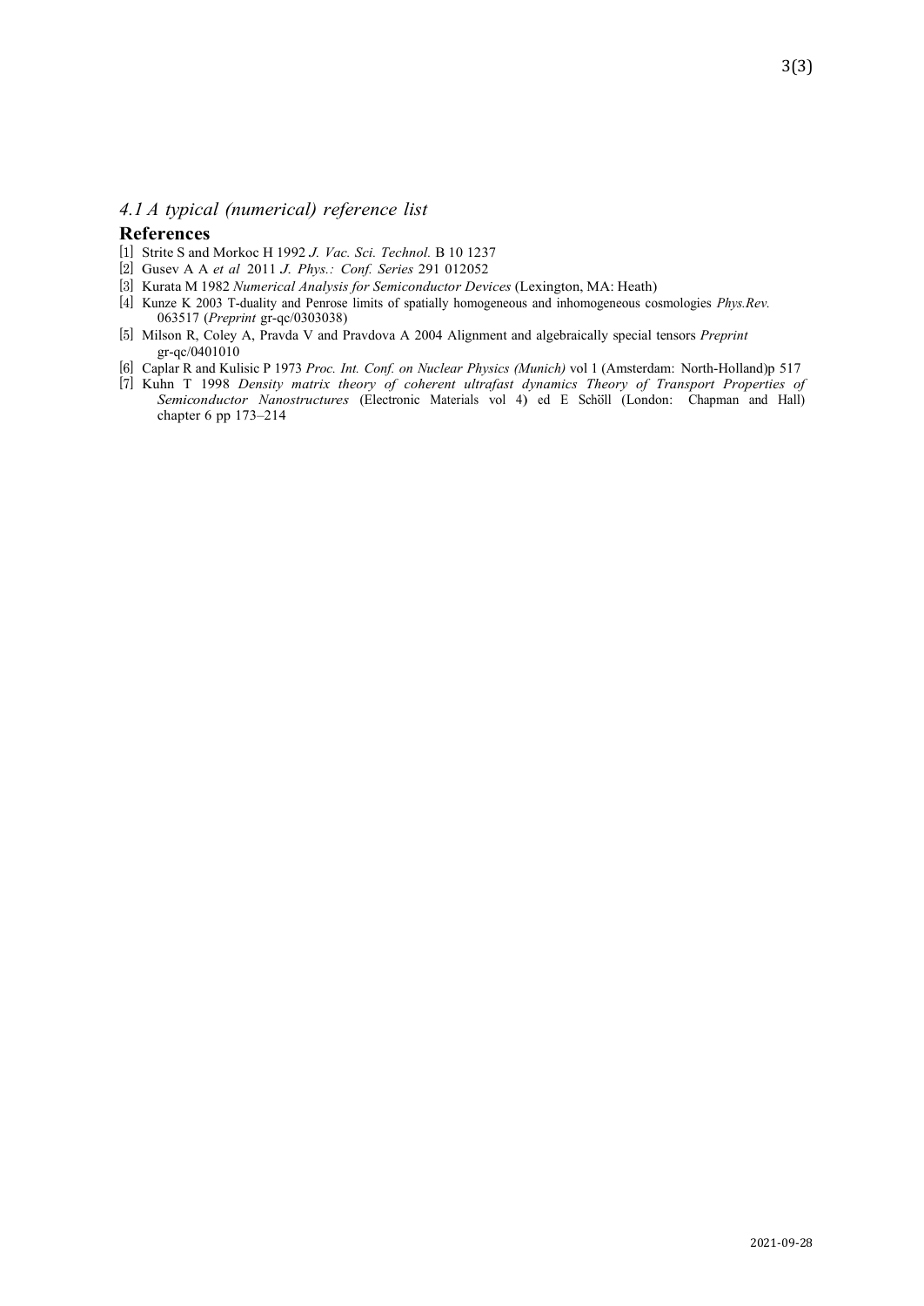### *4.1 A typical (numerical) reference list*

## References

[1] Strite S and Morkoc H 1992 *J. Vac. Sci. Technol.* B 10 1237

[2] Gusev A A *et al* 2011 *J. Phys.: Conf. Series* 291 012052

[3] Kurata M 1982 *Numerical Analysis for Semiconductor Devices* (Lexington, MA: Heath)

[4] Kunze K 2003 T-duality and Penrose limits of spatially homogeneous and inhomogeneous cosmologies *Phys.Rev.* 063517 (*Preprint* gr-qc/0303038)

[5] Milson R, Coley A, Pravda V and Pravdova A 2004 Alignment and algebraically special tensors *Preprint* gr-qc/0401010

[6] Caplar R and Kulisic P 1973 *Proc. Int. Conf. on Nuclear Physics (Munich)* vol 1 (Amsterdam: North-Holland)p 517

[7] Kuhn T 1998 *Density matrix theory of coherent ultrafast dynamics Theory of Transport Properties of Semiconductor Nanostructures* (Electronic Materials vol 4) ed E Schöll (London: Chapman and Hall) chapter 6 pp 173–214